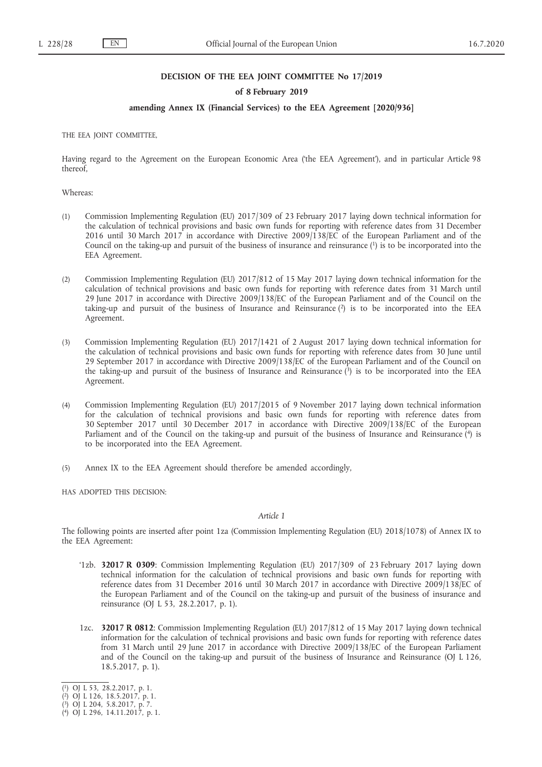**DECISION OF THE EEA JOINT COMMITTEE No 17/2019**

**of 8 February 2019**

**amending Annex IX (Financial Services) to the EEA Agreement [2020/936]**

THE EEA JOINT COMMITTEE,

Having regard to the Agreement on the European Economic Area ('the EEA Agreement'), and in particular Article 98 thereof,

Whereas:

(1) Commission Implementing Regulation (EU) 2017/309 of 23 February 2017 laying down technical information for the calculation of technical provisions and basic own funds for reporting with reference dates from 31 December 2016 until 30 March 2017 in accordance with Directive 2009/138/EC of the European Parliament and of the Council on the taking-up and pursuit of the business of insurance and reinsurance ([1]) is to be incorporated into the EEA Agreement.

(2) Commission Implementing Regulation (EU) 2017/812 of 15 May 2017 laying down technical information for the calculation of technical provisions and basic own funds for reporting with reference dates from 31 March until 29 June 2017 in accordance with Directive 2009/138/EC of the European Parliament and of the Council on the taking-up and pursuit of the business of Insurance and Reinsurance ([2]) is to be incorporated into the EEA Agreement.

(3) Commission Implementing Regulation (EU) 2017/1421 of 2 August 2017 laying down technical information for the calculation of technical provisions and basic own funds for reporting with reference dates from 30 June until 29 September 2017 in accordance with Directive 2009/138/EC of the European Parliament and of the Council on the taking-up and pursuit of the business of Insurance and Reinsurance ([3]) is to be incorporated into the EEA Agreement.

(4) Commission Implementing Regulation (EU) 2017/2015 of 9 November 2017 laying down technical information for the calculation of technical provisions and basic own funds for reporting with reference dates from 30 September 2017 until 30 December 2017 in accordance with Directive 2009/138/EC of the European Parliament and of the Council on the taking-up and pursuit of the business of Insurance and Reinsurance ([4]) is to be incorporated into the EEA Agreement.

(5) Annex IX to the EEA Agreement should therefore be amended accordingly,

HAS ADOPTED THIS DECISION:

*Article 1*

The following points are inserted after point 1za (Commission Implementing Regulation (EU) 2018/1078) of Annex IX to the EEA Agreement:

'1zb. **32017 R 0309**: Commission Implementing Regulation (EU) 2017/309 of 23 February 2017 laying down technical information for the calculation of technical provisions and basic own funds for reporting with reference dates from 31 December 2016 until 30 March 2017 in accordance with Directive 2009/138/EC of the European Parliament and of the Council on the taking-up and pursuit of the business of insurance and reinsurance (OJ L 53, 28.2.2017, p. 1).

1zc. **32017 R 0812**: Commission Implementing Regulation (EU) 2017/812 of 15 May 2017 laying down technical information for the calculation of technical provisions and basic own funds for reporting with reference dates from 31 March until 29 June 2017 in accordance with Directive 2009/138/EC of the European Parliament and of the Council on the taking-up and pursuit of the business of Insurance and Reinsurance (OJ L 126, 18.5.2017, p. 1).

---

([1]) OJ L 53, 28.2.2017, p. 1.

([2]) OJ L 126, 18.5.2017, p. 1.

([3]) OJ L 204, 5.8.2017, p. 7.

([4]) OJ L 296, 14.11.2017, p. 1.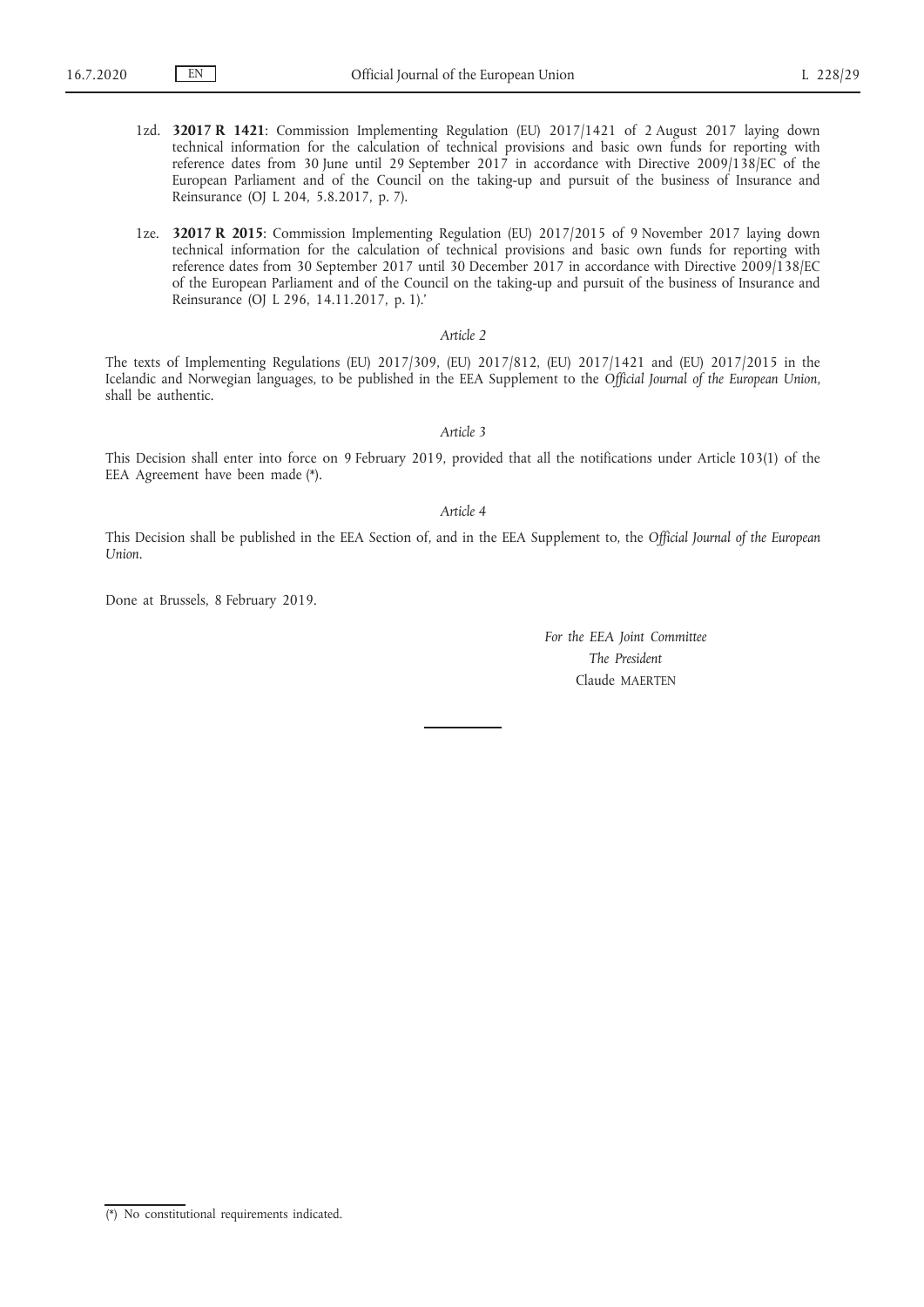1zd. **32017 R 1421**: Commission Implementing Regulation (EU) 2017/1421 of 2 August 2017 laying down technical information for the calculation of technical provisions and basic own funds for reporting with reference dates from 30 June until 29 September 2017 in accordance with Directive 2009/138/EC of the European Parliament and of the Council on the taking-up and pursuit of the business of Insurance and Reinsurance (OJ L 204, 5.8.2017, p. 7).

1ze. **32017 R 2015**: Commission Implementing Regulation (EU) 2017/2015 of 9 November 2017 laying down technical information for the calculation of technical provisions and basic own funds for reporting with reference dates from 30 September 2017 until 30 December 2017 in accordance with Directive 2009/138/EC of the European Parliament and of the Council on the taking-up and pursuit of the business of Insurance and Reinsurance (OJ L 296, 14.11.2017, p. 1).'

*Article 2*

The texts of Implementing Regulations (EU) 2017/309, (EU) 2017/812, (EU) 2017/1421 and (EU) 2017/2015 in the Icelandic and Norwegian languages, to be published in the EEA Supplement to the *Official Journal of the European Union*, shall be authentic.

*Article 3*

This Decision shall enter into force on 9 February 2019, provided that all the notifications under Article 103(1) of the EEA Agreement have been made (*).

*Article 4*

This Decision shall be published in the EEA Section of, and in the EEA Supplement to, the *Official Journal of the European Union*.

Done at Brussels, 8 February 2019.

*For the EEA Joint Committee*

*The President*

Claude MAERTEN

---

(*) No constitutional requirements indicated.